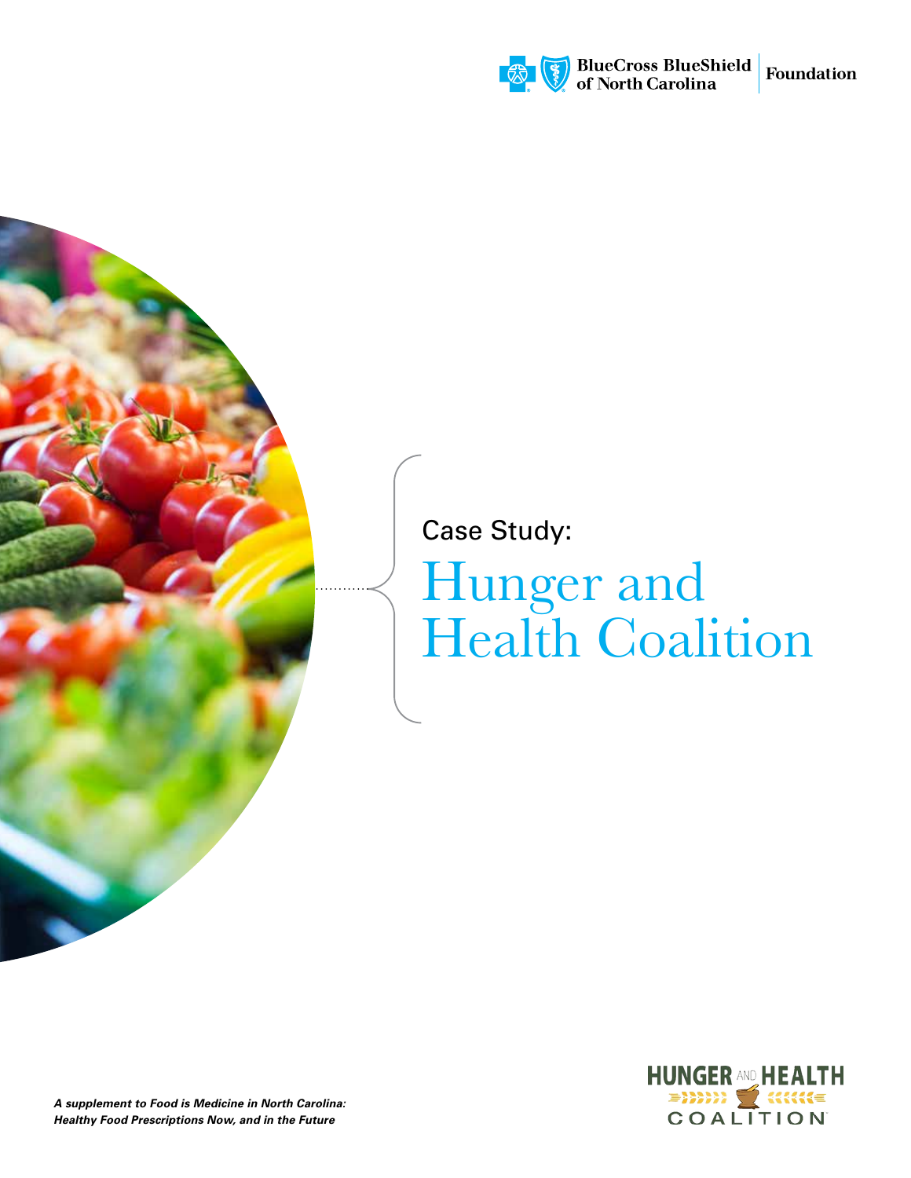BlueCross BlueShield of North Carolina Foundation

Case Study:

# Hunger and Health Coalition

*A supplement to Food is Medicine in North Carolina: Healthy Food Prescriptions Now, and in the Future*

HUNGER AND HEALTH COALITION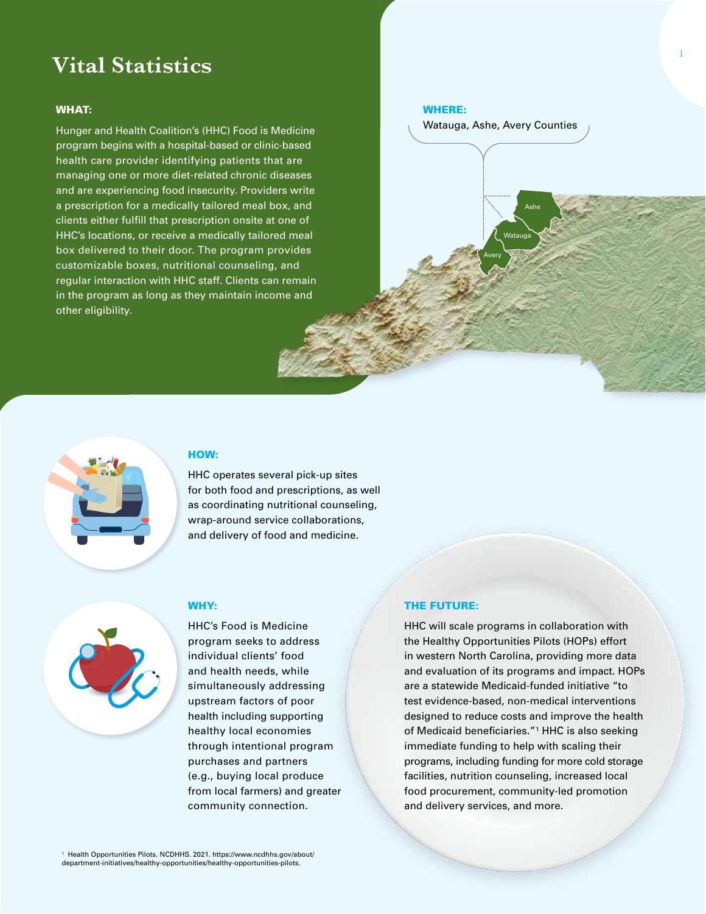# Vital Statistics

### WHAT:

Hunger and Health Coalition's (HHC) Food is Medicine program begins with a hospital-based or clinic-based health care provider identifying patients that are managing one or more diet-related chronic diseases and are experiencing food insecurity. Providers write a prescription for a medically tailored meal box, and clients either fulfill that prescription onsite at one of HHC's locations, or receive a medically tailored meal box delivered to their door. The program provides customizable boxes, nutritional counseling, and regular interaction with HHC staff. Clients can remain in the program as long as they maintain income and other eligibility.

### WHERE:

Watauga, Ashe, Avery Counties

Ashe

Watauga

Avery

### HOW:

HHC operates several pick-up sites for both food and prescriptions, as well as coordinating nutritional counseling, wrap-around service collaborations, and delivery of food and medicine.

### WHY:

HHC's Food is Medicine program seeks to address individual clients' food and health needs, while simultaneously addressing upstream factors of poor health including supporting healthy local economies through intentional program purchases and partners (e.g., buying local produce from local farmers) and greater community connection.

### THE FUTURE:

HHC will scale programs in collaboration with the Healthy Opportunities Pilots (HOPs) effort in western North Carolina, providing more data and evaluation of its programs and impact. HOPs are a statewide Medicaid-funded initiative "to test evidence-based, non-medical interventions designed to reduce costs and improve the health of Medicaid beneficiaries."[1] HHC is also seeking immediate funding to help with scaling their programs, including funding for more cold storage facilities, nutrition counseling, increased local food procurement, community-led promotion and delivery services, and more.

[1] Health Opportunities Pilots. NCDHHS. 2021. https://www.ncdhhs.gov/about/department-initiatives/healthy-opportunities/healthy-opportunities-pilots.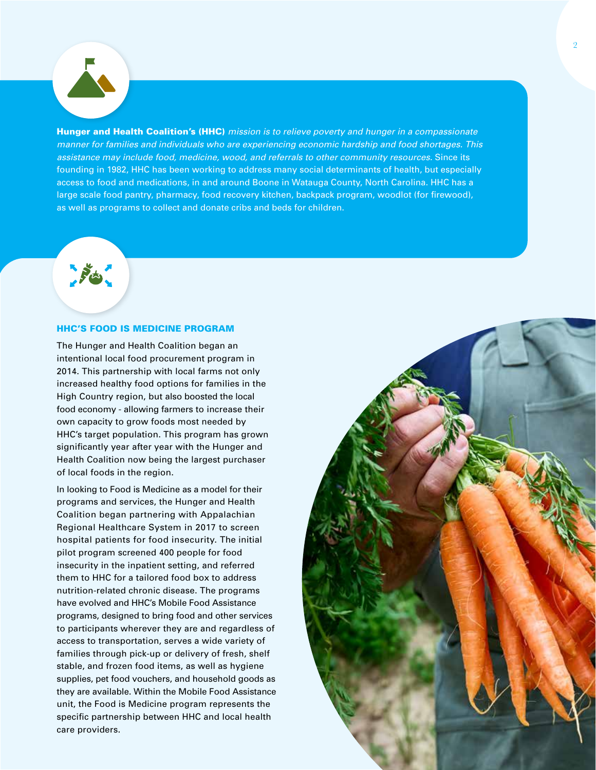**Hunger and Health Coalition's (HHC)** *mission is to relieve poverty and hunger in a compassionate manner for families and individuals who are experiencing economic hardship and food shortages. This assistance may include food, medicine, wood, and referrals to other community resources.* Since its founding in 1982, HHC has been working to address many social determinants of health, but especially access to food and medications, in and around Boone in Watauga County, North Carolina. HHC has a large scale food pantry, pharmacy, food recovery kitchen, backpack program, woodlot (for firewood), as well as programs to collect and donate cribs and beds for children.

## HHC'S FOOD IS MEDICINE PROGRAM

The Hunger and Health Coalition began an intentional local food procurement program in 2014. This partnership with local farms not only increased healthy food options for families in the High Country region, but also boosted the local food economy - allowing farmers to increase their own capacity to grow foods most needed by HHC's target population. This program has grown significantly year after year with the Hunger and Health Coalition now being the largest purchaser of local foods in the region.

In looking to Food is Medicine as a model for their programs and services, the Hunger and Health Coalition began partnering with Appalachian Regional Healthcare System in 2017 to screen hospital patients for food insecurity. The initial pilot program screened 400 people for food insecurity in the inpatient setting, and referred them to HHC for a tailored food box to address nutrition-related chronic disease. The programs have evolved and HHC's Mobile Food Assistance programs, designed to bring food and other services to participants wherever they are and regardless of access to transportation, serves a wide variety of families through pick-up or delivery of fresh, shelf stable, and frozen food items, as well as hygiene supplies, pet food vouchers, and household goods as they are available. Within the Mobile Food Assistance unit, the Food is Medicine program represents the specific partnership between HHC and local health care providers.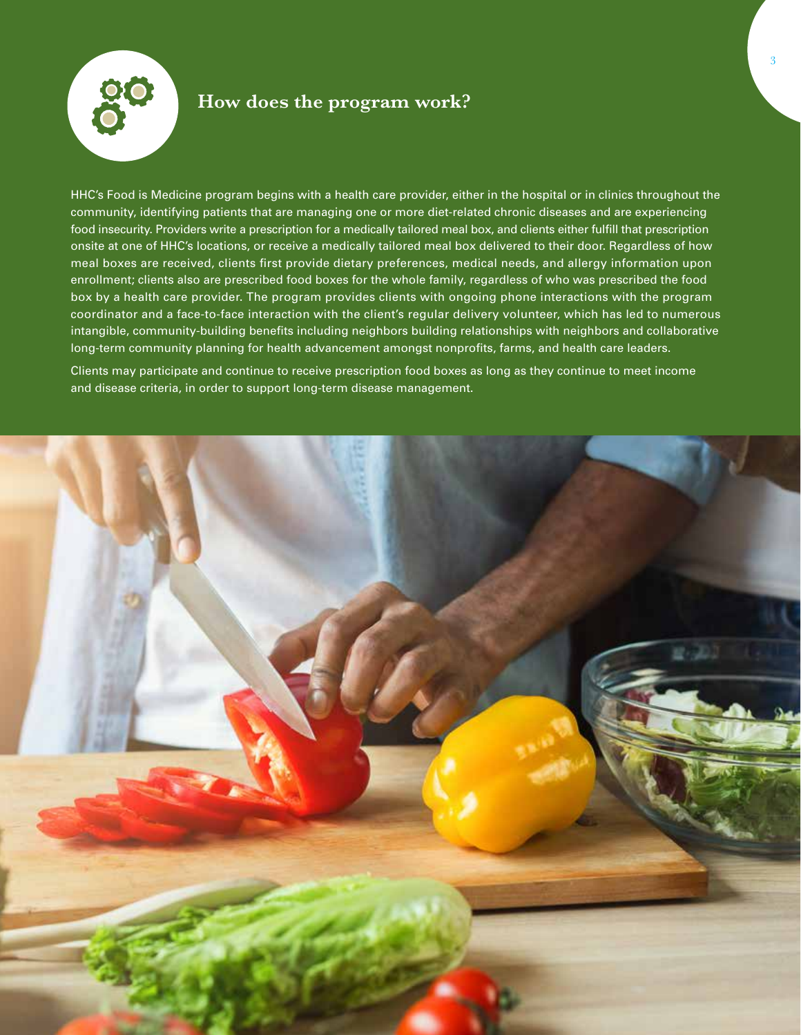## How does the program work?

HHC's Food is Medicine program begins with a health care provider, either in the hospital or in clinics throughout the community, identifying patients that are managing one or more diet-related chronic diseases and are experiencing food insecurity. Providers write a prescription for a medically tailored meal box, and clients either fulfill that prescription onsite at one of HHC's locations, or receive a medically tailored meal box delivered to their door. Regardless of how meal boxes are received, clients first provide dietary preferences, medical needs, and allergy information upon enrollment; clients also are prescribed food boxes for the whole family, regardless of who was prescribed the food box by a health care provider. The program provides clients with ongoing phone interactions with the program coordinator and a face-to-face interaction with the client's regular delivery volunteer, which has led to numerous intangible, community-building benefits including neighbors building relationships with neighbors and collaborative long-term community planning for health advancement amongst nonprofits, farms, and health care leaders.

Clients may participate and continue to receive prescription food boxes as long as they continue to meet income and disease criteria, in order to support long-term disease management.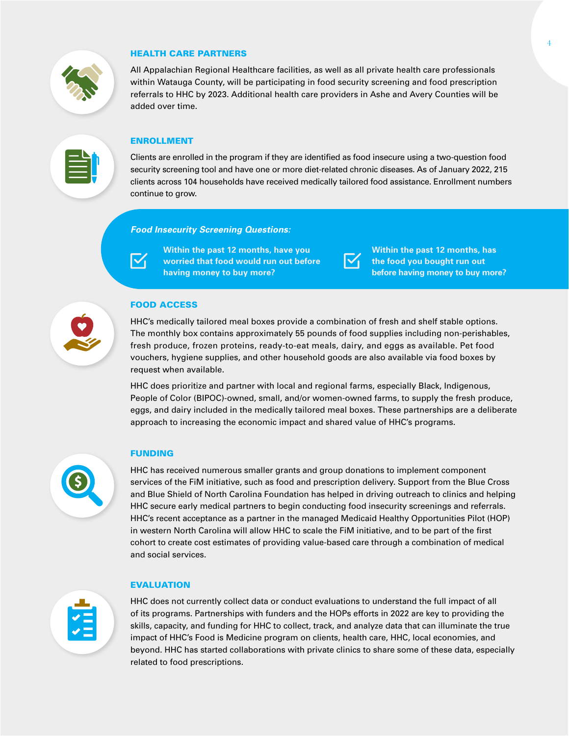## HEALTH CARE PARTNERS

All Appalachian Regional Healthcare facilities, as well as all private health care professionals within Watauga County, will be participating in food security screening and food prescription referrals to HHC by 2023. Additional health care providers in Ashe and Avery Counties will be added over time.

## ENROLLMENT

Clients are enrolled in the program if they are identified as food insecure using a two-question food security screening tool and have one or more diet-related chronic diseases. As of January 2022, 215 clients across 104 households have received medically tailored food assistance. Enrollment numbers continue to grow.

***Food Insecurity Screening Questions:***

- **Within the past 12 months, have you worried that food would run out before having money to buy more?**
- **Within the past 12 months, has the food you bought run out before having money to buy more?**

## FOOD ACCESS

HHC's medically tailored meal boxes provide a combination of fresh and shelf stable options. The monthly box contains approximately 55 pounds of food supplies including non-perishables, fresh produce, frozen proteins, ready-to-eat meals, dairy, and eggs as available. Pet food vouchers, hygiene supplies, and other household goods are also available via food boxes by request when available.

HHC does prioritize and partner with local and regional farms, especially Black, Indigenous, People of Color (BIPOC)-owned, small, and/or women-owned farms, to supply the fresh produce, eggs, and dairy included in the medically tailored meal boxes. These partnerships are a deliberate approach to increasing the economic impact and shared value of HHC's programs.

## FUNDING

HHC has received numerous smaller grants and group donations to implement component services of the FiM initiative, such as food and prescription delivery. Support from the Blue Cross and Blue Shield of North Carolina Foundation has helped in driving outreach to clinics and helping HHC secure early medical partners to begin conducting food insecurity screenings and referrals. HHC's recent acceptance as a partner in the managed Medicaid Healthy Opportunities Pilot (HOP) in western North Carolina will allow HHC to scale the FiM initiative, and to be part of the first cohort to create cost estimates of providing value-based care through a combination of medical and social services.

## EVALUATION

HHC does not currently collect data or conduct evaluations to understand the full impact of all of its programs. Partnerships with funders and the HOPs efforts in 2022 are key to providing the skills, capacity, and funding for HHC to collect, track, and analyze data that can illuminate the true impact of HHC's Food is Medicine program on clients, health care, HHC, local economies, and beyond. HHC has started collaborations with private clinics to share some of these data, especially related to food prescriptions.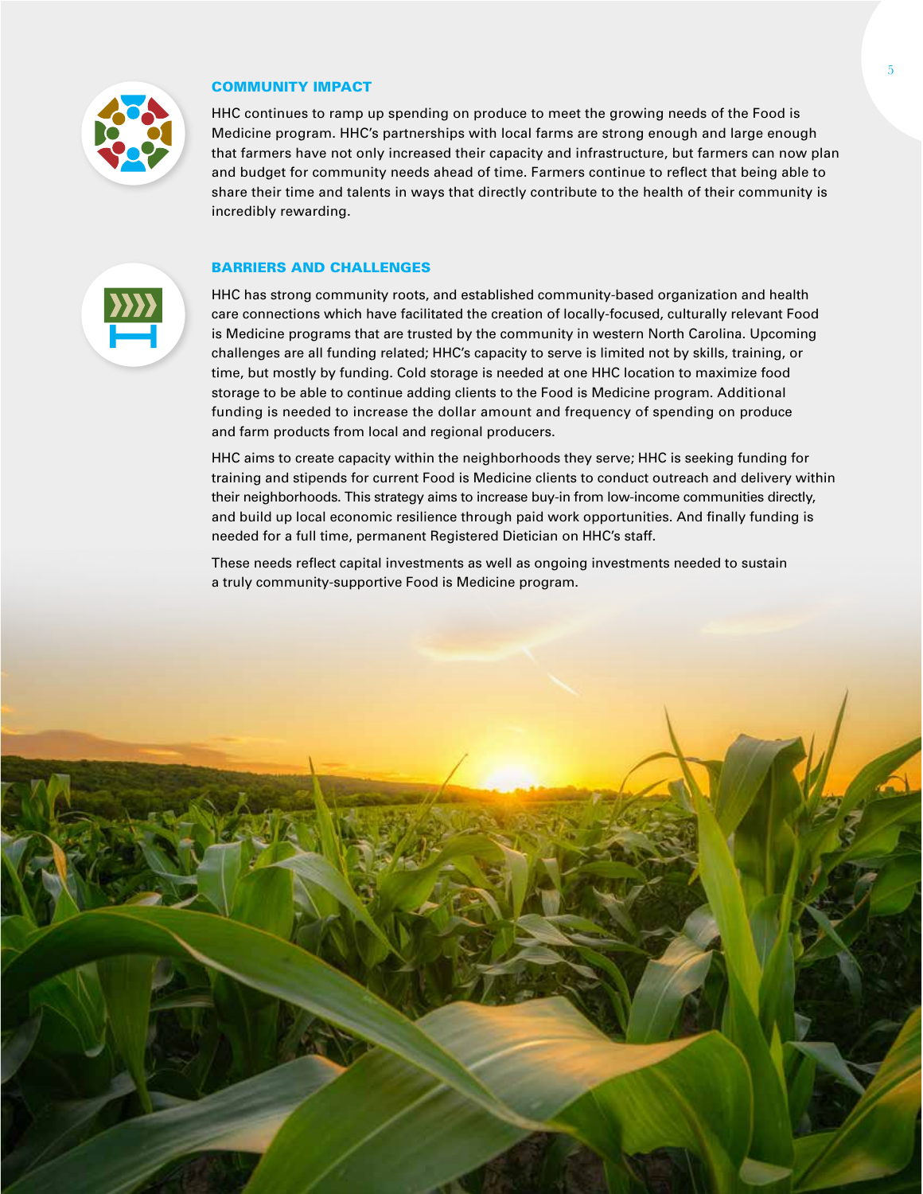## COMMUNITY IMPACT

HHC continues to ramp up spending on produce to meet the growing needs of the Food is Medicine program. HHC's partnerships with local farms are strong enough and large enough that farmers have not only increased their capacity and infrastructure, but farmers can now plan and budget for community needs ahead of time. Farmers continue to reflect that being able to share their time and talents in ways that directly contribute to the health of their community is incredibly rewarding.

## BARRIERS AND CHALLENGES

HHC has strong community roots, and established community-based organization and health care connections which have facilitated the creation of locally-focused, culturally relevant Food is Medicine programs that are trusted by the community in western North Carolina. Upcoming challenges are all funding related; HHC's capacity to serve is limited not by skills, training, or time, but mostly by funding. Cold storage is needed at one HHC location to maximize food storage to be able to continue adding clients to the Food is Medicine program. Additional funding is needed to increase the dollar amount and frequency of spending on produce and farm products from local and regional producers.

HHC aims to create capacity within the neighborhoods they serve; HHC is seeking funding for training and stipends for current Food is Medicine clients to conduct outreach and delivery within their neighborhoods. This strategy aims to increase buy-in from low-income communities directly, and build up local economic resilience through paid work opportunities. And finally funding is needed for a full time, permanent Registered Dietician on HHC's staff.

These needs reflect capital investments as well as ongoing investments needed to sustain a truly community-supportive Food is Medicine program.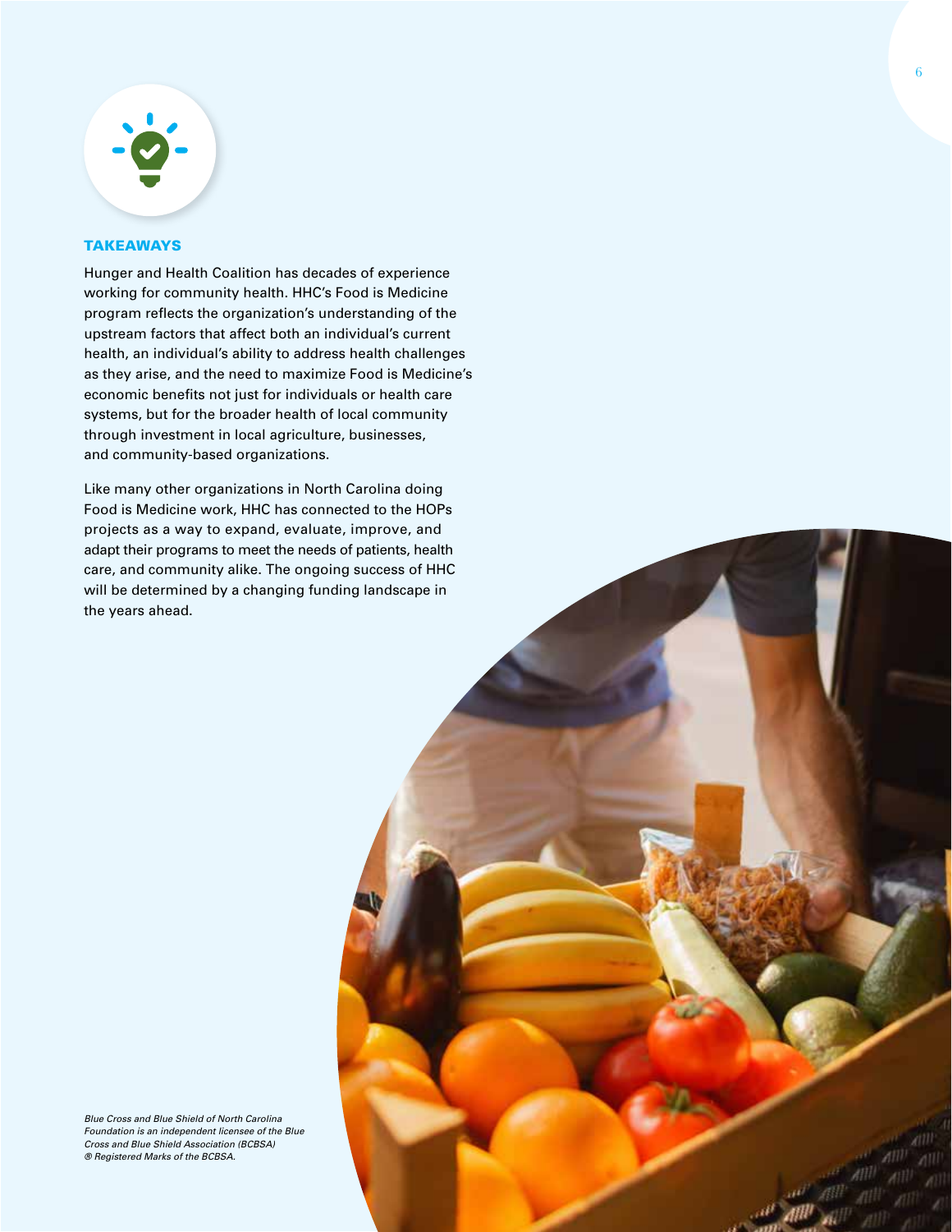## TAKEAWAYS

Hunger and Health Coalition has decades of experience working for community health. HHC's Food is Medicine program reflects the organization's understanding of the upstream factors that affect both an individual's current health, an individual's ability to address health challenges as they arise, and the need to maximize Food is Medicine's economic benefits not just for individuals or health care systems, but for the broader health of local community through investment in local agriculture, businesses, and community-based organizations.

Like many other organizations in North Carolina doing Food is Medicine work, HHC has connected to the HOPs projects as a way to expand, evaluate, improve, and adapt their programs to meet the needs of patients, health care, and community alike. The ongoing success of HHC will be determined by a changing funding landscape in the years ahead.

*Blue Cross and Blue Shield of North Carolina Foundation is an independent licensee of the Blue Cross and Blue Shield Association (BCBSA) ® Registered Marks of the BCBSA.*